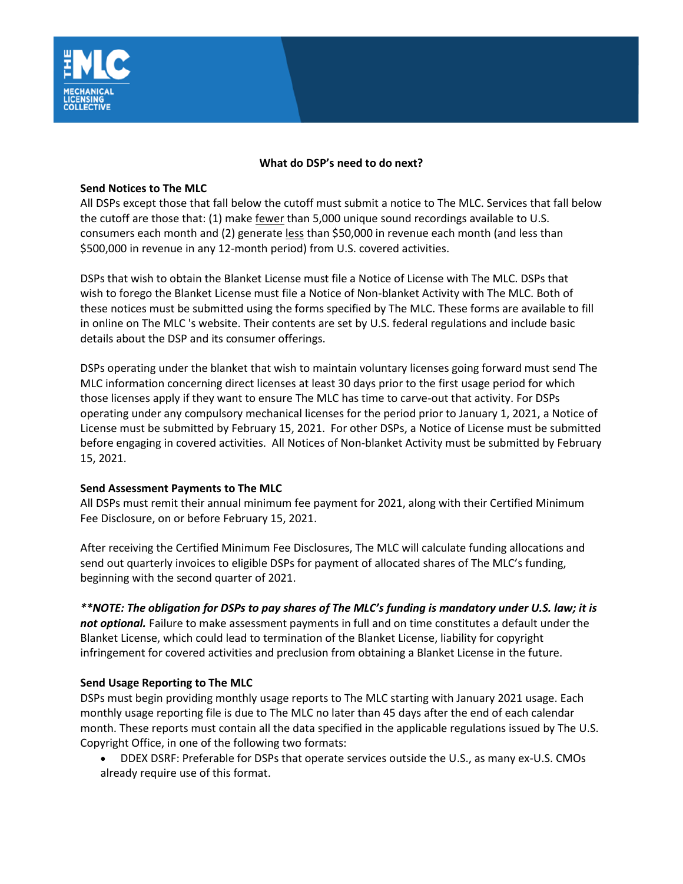## What do DSP's need to do next?

### Send Notices to The MLC

All DSPs except those that fall below the cutoff must submit a notice to The MLC. Services that fall below the cutoff are those that: (1) make fewer than 5,000 unique sound recordings available to U.S. consumers each month and (2) generate less than $50,000 in revenue each month (and less than $500,000 in revenue in any 12-month period) from U.S. covered activities.

DSPs that wish to obtain the Blanket License must file a Notice of License with The MLC. DSPs that wish to forego the Blanket License must file a Notice of Non-blanket Activity with The MLC. Both of these notices must be submitted using the forms specified by The MLC. These forms are available to fill in online on The MLC 's website. Their contents are set by U.S. federal regulations and include basic details about the DSP and its consumer offerings.

DSPs operating under the blanket that wish to maintain voluntary licenses going forward must send The MLC information concerning direct licenses at least 30 days prior to the first usage period for which those licenses apply if they want to ensure The MLC has time to carve-out that activity. For DSPs operating under any compulsory mechanical licenses for the period prior to January 1, 2021, a Notice of License must be submitted by February 15, 2021. For other DSPs, a Notice of License must be submitted before engaging in covered activities. All Notices of Non-blanket Activity must be submitted by February 15, 2021.

### Send Assessment Payments to The MLC

All DSPs must remit their annual minimum fee payment for 2021, along with their Certified Minimum Fee Disclosure, on or before February 15, 2021.

After receiving the Certified Minimum Fee Disclosures, The MLC will calculate funding allocations and send out quarterly invoices to eligible DSPs for payment of allocated shares of The MLC's funding, beginning with the second quarter of 2021.

***\*\*NOTE: The obligation for DSPs to pay shares of The MLC's funding is mandatory under U.S. law; it is not optional.*** Failure to make assessment payments in full and on time constitutes a default under the Blanket License, which could lead to termination of the Blanket License, liability for copyright infringement for covered activities and preclusion from obtaining a Blanket License in the future.

### Send Usage Reporting to The MLC

DSPs must begin providing monthly usage reports to The MLC starting with January 2021 usage. Each monthly usage reporting file is due to The MLC no later than 45 days after the end of each calendar month. These reports must contain all the data specified in the applicable regulations issued by The U.S. Copyright Office, in one of the following two formats:

- DDEX DSRF: Preferable for DSPs that operate services outside the U.S., as many ex-U.S. CMOs already require use of this format.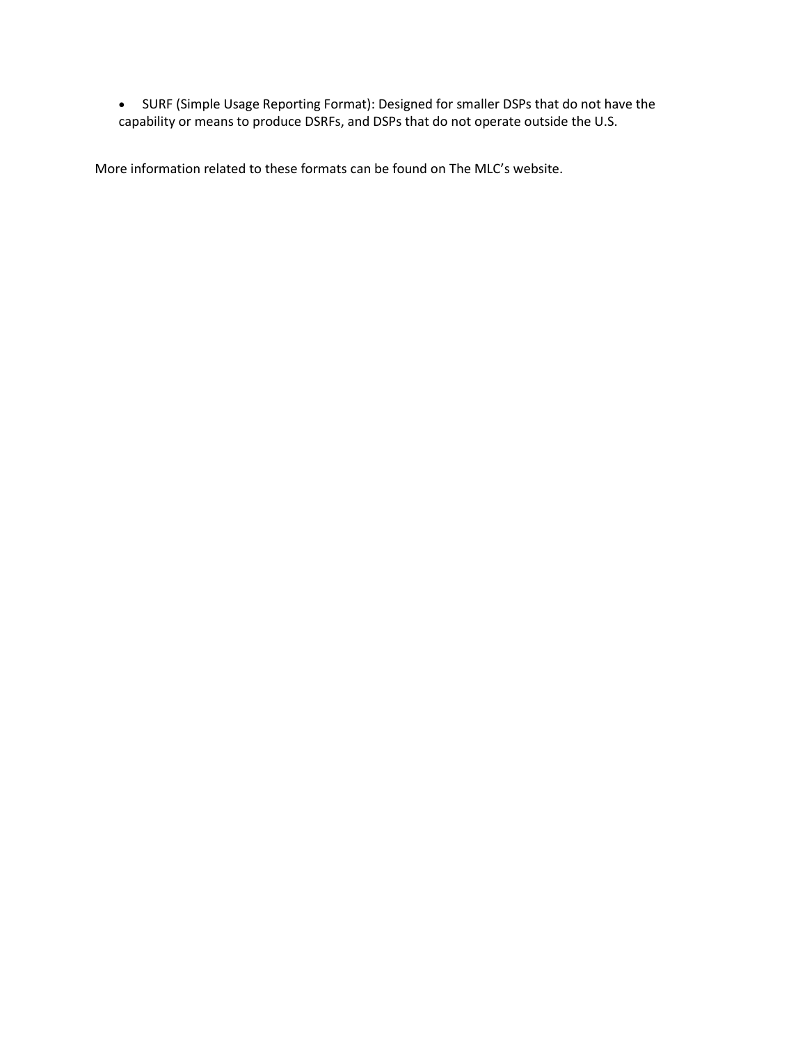- SURF (Simple Usage Reporting Format): Designed for smaller DSPs that do not have the capability or means to produce DSRFs, and DSPs that do not operate outside the U.S.

More information related to these formats can be found on The MLC's website.